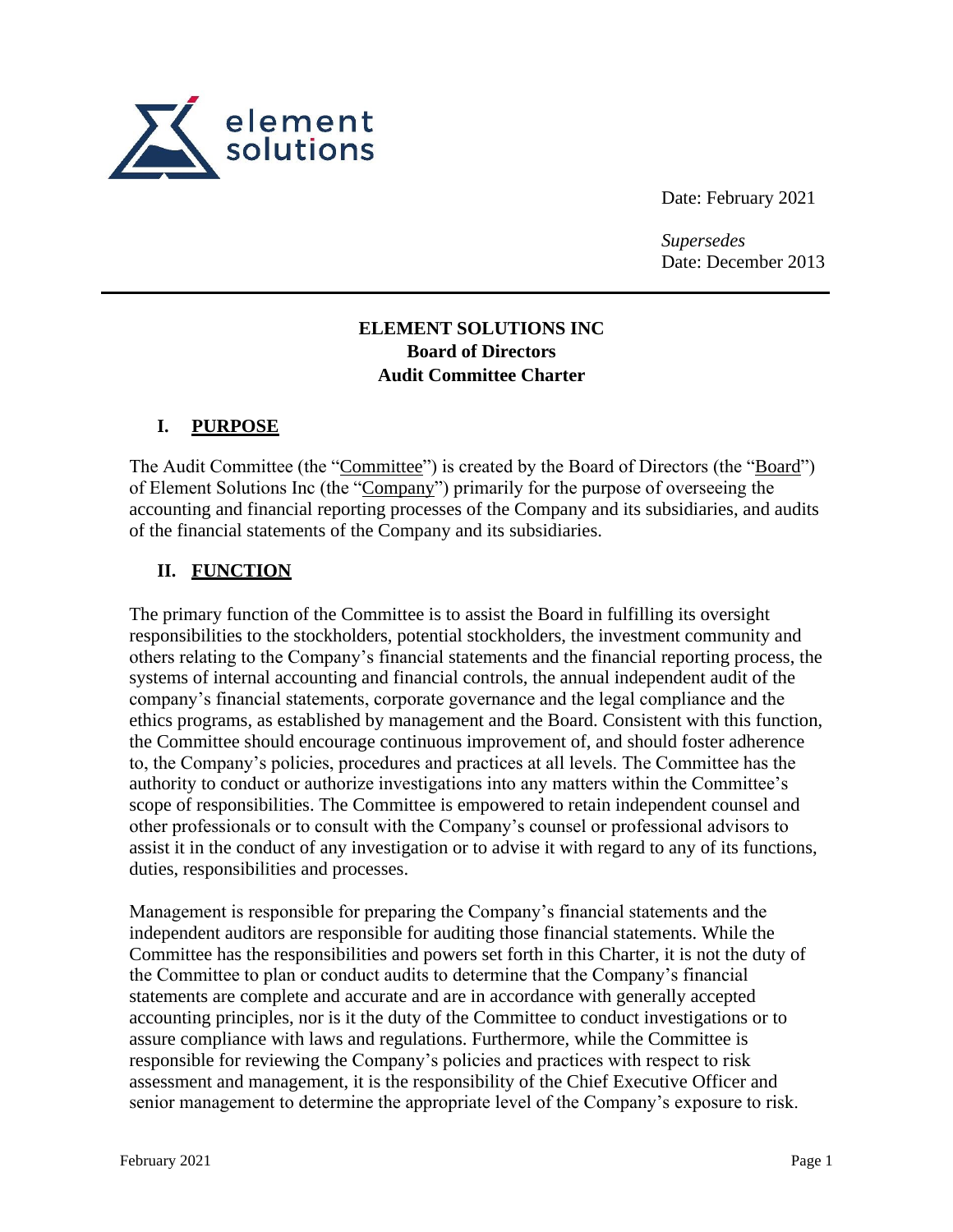element solutions

Date: February 2021

*Supersedes*
Date: December 2013

---

# ELEMENT SOLUTIONS INC
## Board of Directors
## Audit Committee Charter

## I. PURPOSE

The Audit Committee (the "Committee") is created by the Board of Directors (the "Board") of Element Solutions Inc (the "Company") primarily for the purpose of overseeing the accounting and financial reporting processes of the Company and its subsidiaries, and audits of the financial statements of the Company and its subsidiaries.

## II. FUNCTION

The primary function of the Committee is to assist the Board in fulfilling its oversight responsibilities to the stockholders, potential stockholders, the investment community and others relating to the Company's financial statements and the financial reporting process, the systems of internal accounting and financial controls, the annual independent audit of the company's financial statements, corporate governance and the legal compliance and the ethics programs, as established by management and the Board. Consistent with this function, the Committee should encourage continuous improvement of, and should foster adherence to, the Company's policies, procedures and practices at all levels. The Committee has the authority to conduct or authorize investigations into any matters within the Committee's scope of responsibilities. The Committee is empowered to retain independent counsel and other professionals or to consult with the Company's counsel or professional advisors to assist it in the conduct of any investigation or to advise it with regard to any of its functions, duties, responsibilities and processes.

Management is responsible for preparing the Company's financial statements and the independent auditors are responsible for auditing those financial statements. While the Committee has the responsibilities and powers set forth in this Charter, it is not the duty of the Committee to plan or conduct audits to determine that the Company's financial statements are complete and accurate and are in accordance with generally accepted accounting principles, nor is it the duty of the Committee to conduct investigations or to assure compliance with laws and regulations. Furthermore, while the Committee is responsible for reviewing the Company's policies and practices with respect to risk assessment and management, it is the responsibility of the Chief Executive Officer and senior management to determine the appropriate level of the Company's exposure to risk.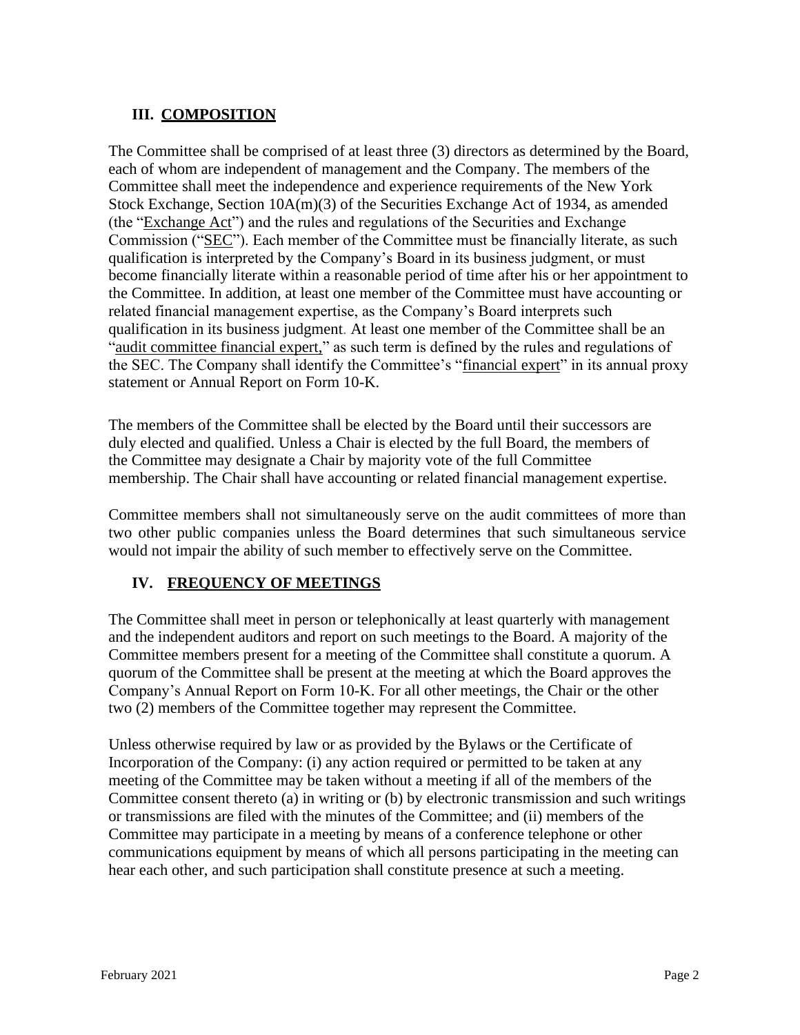## III. COMPOSITION

The Committee shall be comprised of at least three (3) directors as determined by the Board, each of whom are independent of management and the Company. The members of the Committee shall meet the independence and experience requirements of the New York Stock Exchange, Section 10A(m)(3) of the Securities Exchange Act of 1934, as amended (the "Exchange Act") and the rules and regulations of the Securities and Exchange Commission ("SEC"). Each member of the Committee must be financially literate, as such qualification is interpreted by the Company's Board in its business judgment, or must become financially literate within a reasonable period of time after his or her appointment to the Committee. In addition, at least one member of the Committee must have accounting or related financial management expertise, as the Company's Board interprets such qualification in its business judgment. At least one member of the Committee shall be an "audit committee financial expert," as such term is defined by the rules and regulations of the SEC. The Company shall identify the Committee's "financial expert" in its annual proxy statement or Annual Report on Form 10-K.

The members of the Committee shall be elected by the Board until their successors are duly elected and qualified. Unless a Chair is elected by the full Board, the members of the Committee may designate a Chair by majority vote of the full Committee membership. The Chair shall have accounting or related financial management expertise.

Committee members shall not simultaneously serve on the audit committees of more than two other public companies unless the Board determines that such simultaneous service would not impair the ability of such member to effectively serve on the Committee.

## IV. FREQUENCY OF MEETINGS

The Committee shall meet in person or telephonically at least quarterly with management and the independent auditors and report on such meetings to the Board. A majority of the Committee members present for a meeting of the Committee shall constitute a quorum. A quorum of the Committee shall be present at the meeting at which the Board approves the Company's Annual Report on Form 10-K. For all other meetings, the Chair or the other two (2) members of the Committee together may represent the Committee.

Unless otherwise required by law or as provided by the Bylaws or the Certificate of Incorporation of the Company: (i) any action required or permitted to be taken at any meeting of the Committee may be taken without a meeting if all of the members of the Committee consent thereto (a) in writing or (b) by electronic transmission and such writings or transmissions are filed with the minutes of the Committee; and (ii) members of the Committee may participate in a meeting by means of a conference telephone or other communications equipment by means of which all persons participating in the meeting can hear each other, and such participation shall constitute presence at such a meeting.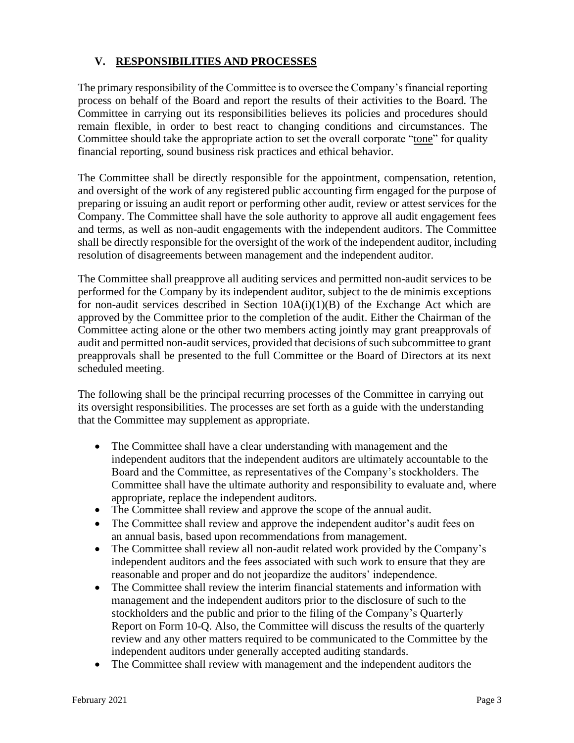## V. RESPONSIBILITIES AND PROCESSES

The primary responsibility of the Committee is to oversee the Company's financial reporting process on behalf of the Board and report the results of their activities to the Board. The Committee in carrying out its responsibilities believes its policies and procedures should remain flexible, in order to best react to changing conditions and circumstances. The Committee should take the appropriate action to set the overall corporate "tone" for quality financial reporting, sound business risk practices and ethical behavior.

The Committee shall be directly responsible for the appointment, compensation, retention, and oversight of the work of any registered public accounting firm engaged for the purpose of preparing or issuing an audit report or performing other audit, review or attest services for the Company. The Committee shall have the sole authority to approve all audit engagement fees and terms, as well as non-audit engagements with the independent auditors. The Committee shall be directly responsible for the oversight of the work of the independent auditor, including resolution of disagreements between management and the independent auditor.

The Committee shall preapprove all auditing services and permitted non-audit services to be performed for the Company by its independent auditor, subject to the de minimis exceptions for non-audit services described in Section 10A(i)(1)(B) of the Exchange Act which are approved by the Committee prior to the completion of the audit. Either the Chairman of the Committee acting alone or the other two members acting jointly may grant preapprovals of audit and permitted non-audit services, provided that decisions of such subcommittee to grant preapprovals shall be presented to the full Committee or the Board of Directors at its next scheduled meeting.

The following shall be the principal recurring processes of the Committee in carrying out its oversight responsibilities. The processes are set forth as a guide with the understanding that the Committee may supplement as appropriate.

- The Committee shall have a clear understanding with management and the independent auditors that the independent auditors are ultimately accountable to the Board and the Committee, as representatives of the Company's stockholders. The Committee shall have the ultimate authority and responsibility to evaluate and, where appropriate, replace the independent auditors.
- The Committee shall review and approve the scope of the annual audit.
- The Committee shall review and approve the independent auditor's audit fees on an annual basis, based upon recommendations from management.
- The Committee shall review all non-audit related work provided by the Company's independent auditors and the fees associated with such work to ensure that they are reasonable and proper and do not jeopardize the auditors' independence.
- The Committee shall review the interim financial statements and information with management and the independent auditors prior to the disclosure of such to the stockholders and the public and prior to the filing of the Company's Quarterly Report on Form 10-Q. Also, the Committee will discuss the results of the quarterly review and any other matters required to be communicated to the Committee by the independent auditors under generally accepted auditing standards.
- The Committee shall review with management and the independent auditors the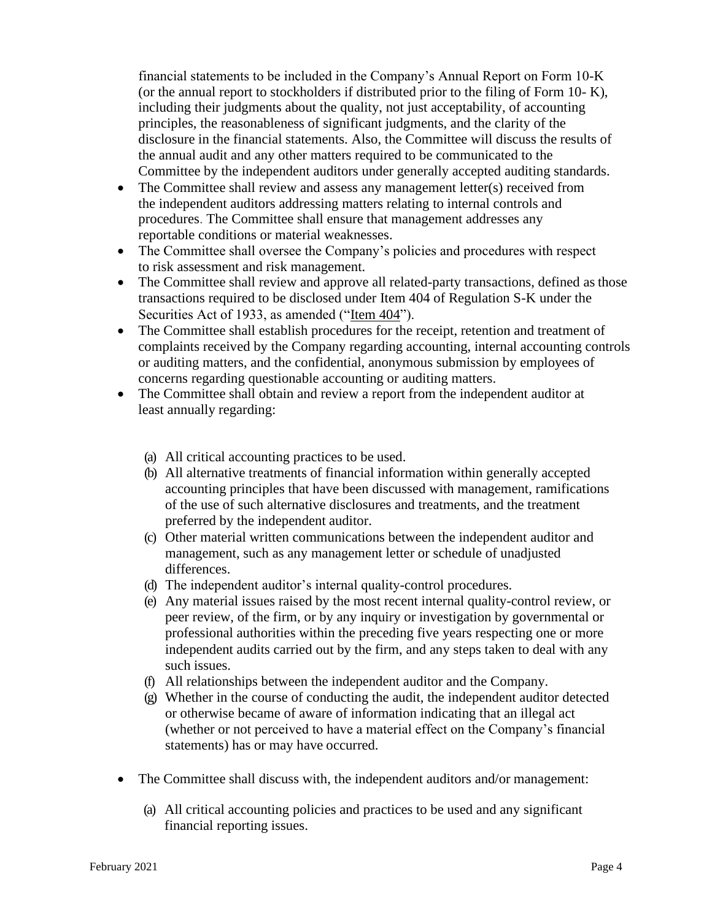financial statements to be included in the Company's Annual Report on Form 10-K (or the annual report to stockholders if distributed prior to the filing of Form 10- K), including their judgments about the quality, not just acceptability, of accounting principles, the reasonableness of significant judgments, and the clarity of the disclosure in the financial statements. Also, the Committee will discuss the results of the annual audit and any other matters required to be communicated to the Committee by the independent auditors under generally accepted auditing standards.

- The Committee shall review and assess any management letter(s) received from the independent auditors addressing matters relating to internal controls and procedures. The Committee shall ensure that management addresses any reportable conditions or material weaknesses.
- The Committee shall oversee the Company's policies and procedures with respect to risk assessment and risk management.
- The Committee shall review and approve all related-party transactions, defined as those transactions required to be disclosed under Item 404 of Regulation S-K under the Securities Act of 1933, as amended ("Item 404").
- The Committee shall establish procedures for the receipt, retention and treatment of complaints received by the Company regarding accounting, internal accounting controls or auditing matters, and the confidential, anonymous submission by employees of concerns regarding questionable accounting or auditing matters.
- The Committee shall obtain and review a report from the independent auditor at least annually regarding:

  (a) All critical accounting practices to be used.
  (b) All alternative treatments of financial information within generally accepted accounting principles that have been discussed with management, ramifications of the use of such alternative disclosures and treatments, and the treatment preferred by the independent auditor.
  (c) Other material written communications between the independent auditor and management, such as any management letter or schedule of unadjusted differences.
  (d) The independent auditor's internal quality-control procedures.
  (e) Any material issues raised by the most recent internal quality-control review, or peer review, of the firm, or by any inquiry or investigation by governmental or professional authorities within the preceding five years respecting one or more independent audits carried out by the firm, and any steps taken to deal with any such issues.
  (f) All relationships between the independent auditor and the Company.
  (g) Whether in the course of conducting the audit, the independent auditor detected or otherwise became of aware of information indicating that an illegal act (whether or not perceived to have a material effect on the Company's financial statements) has or may have occurred.

- The Committee shall discuss with, the independent auditors and/or management:

  (a) All critical accounting policies and practices to be used and any significant financial reporting issues.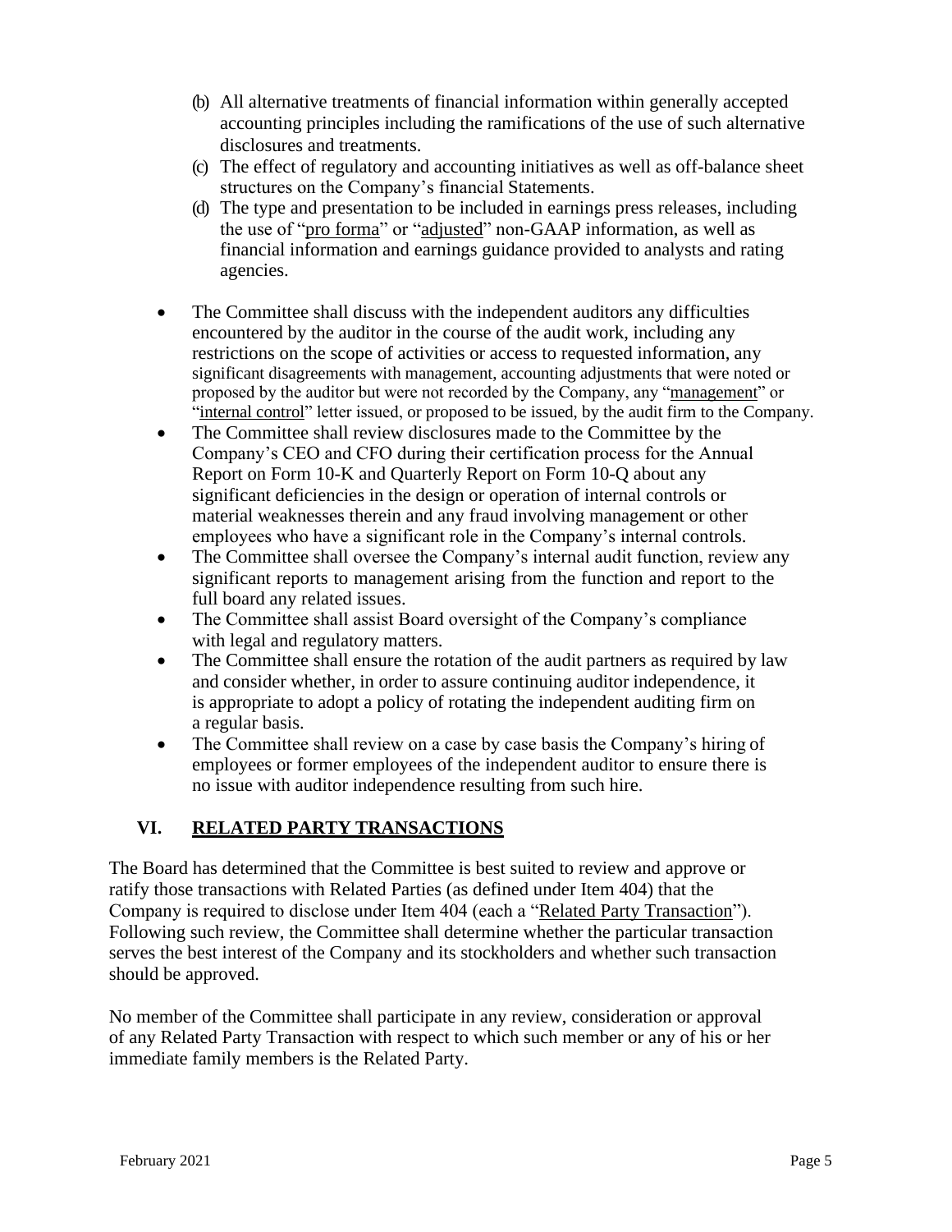(b) All alternative treatments of financial information within generally accepted accounting principles including the ramifications of the use of such alternative disclosures and treatments.

(c) The effect of regulatory and accounting initiatives as well as off-balance sheet structures on the Company's financial Statements.

(d) The type and presentation to be included in earnings press releases, including the use of "pro forma" or "adjusted" non-GAAP information, as well as financial information and earnings guidance provided to analysts and rating agencies.

- The Committee shall discuss with the independent auditors any difficulties encountered by the auditor in the course of the audit work, including any restrictions on the scope of activities or access to requested information, any significant disagreements with management, accounting adjustments that were noted or proposed by the auditor but were not recorded by the Company, any "management" or "internal control" letter issued, or proposed to be issued, by the audit firm to the Company.
- The Committee shall review disclosures made to the Committee by the Company's CEO and CFO during their certification process for the Annual Report on Form 10-K and Quarterly Report on Form 10-Q about any significant deficiencies in the design or operation of internal controls or material weaknesses therein and any fraud involving management or other employees who have a significant role in the Company's internal controls.
- The Committee shall oversee the Company's internal audit function, review any significant reports to management arising from the function and report to the full board any related issues.
- The Committee shall assist Board oversight of the Company's compliance with legal and regulatory matters.
- The Committee shall ensure the rotation of the audit partners as required by law and consider whether, in order to assure continuing auditor independence, it is appropriate to adopt a policy of rotating the independent auditing firm on a regular basis.
- The Committee shall review on a case by case basis the Company's hiring of employees or former employees of the independent auditor to ensure there is no issue with auditor independence resulting from such hire.

## VI. RELATED PARTY TRANSACTIONS

The Board has determined that the Committee is best suited to review and approve or ratify those transactions with Related Parties (as defined under Item 404) that the Company is required to disclose under Item 404 (each a "Related Party Transaction"). Following such review, the Committee shall determine whether the particular transaction serves the best interest of the Company and its stockholders and whether such transaction should be approved.

No member of the Committee shall participate in any review, consideration or approval of any Related Party Transaction with respect to which such member or any of his or her immediate family members is the Related Party.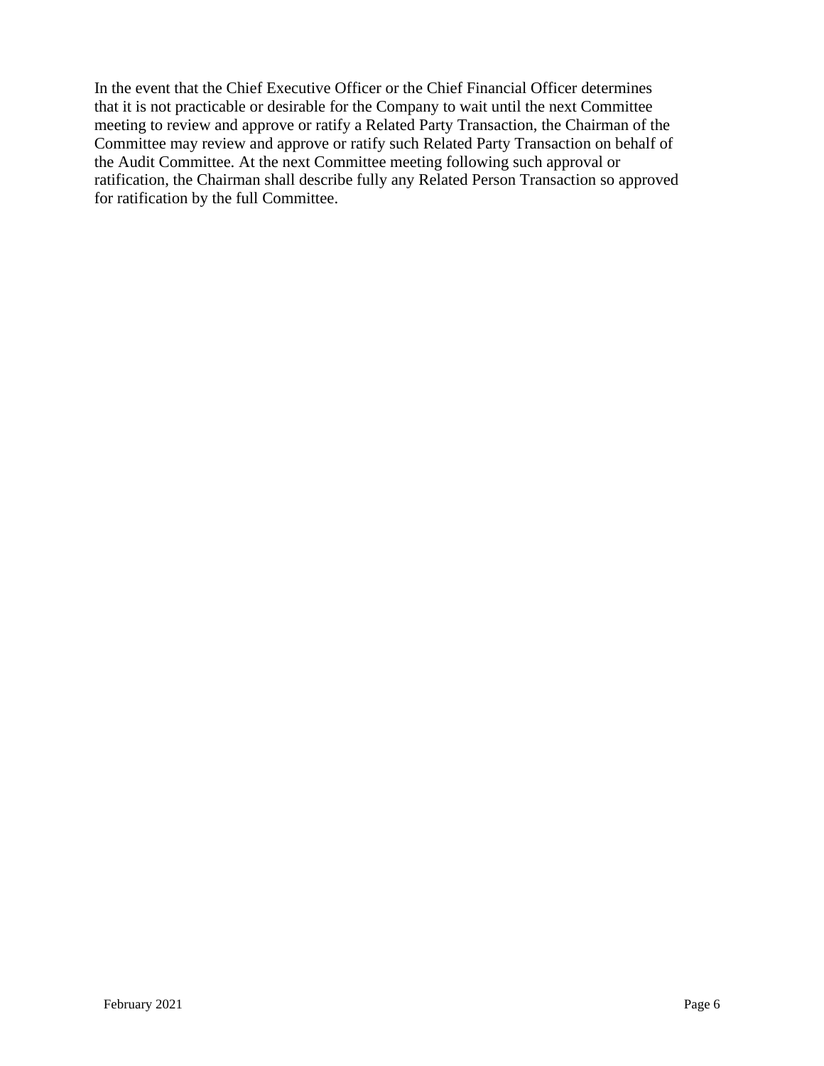In the event that the Chief Executive Officer or the Chief Financial Officer determines that it is not practicable or desirable for the Company to wait until the next Committee meeting to review and approve or ratify a Related Party Transaction, the Chairman of the Committee may review and approve or ratify such Related Party Transaction on behalf of the Audit Committee. At the next Committee meeting following such approval or ratification, the Chairman shall describe fully any Related Person Transaction so approved for ratification by the full Committee.